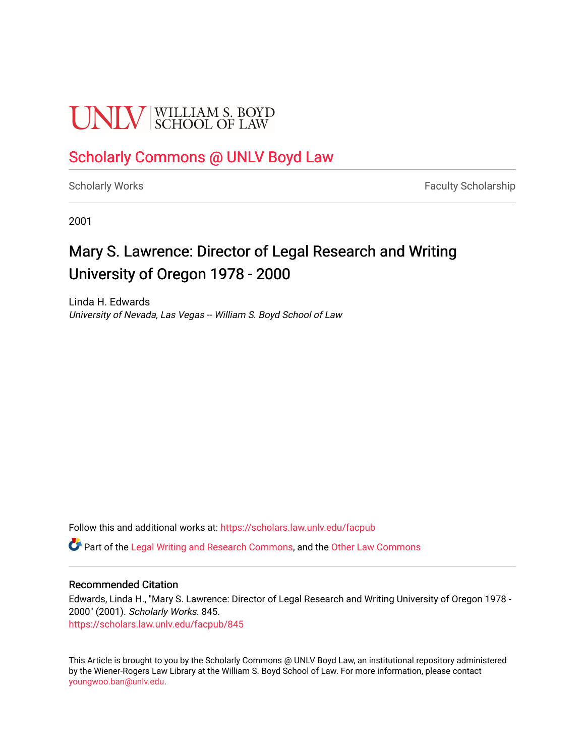UNLV | WILLIAM S. BOYD SCHOOL OF LAW

Scholarly Commons @ UNLV Boyd Law

Scholarly Works | Faculty Scholarship

2001

# Mary S. Lawrence: Director of Legal Research and Writing University of Oregon 1978 - 2000

Linda H. Edwards
*University of Nevada, Las Vegas -- William S. Boyd School of Law*

Follow this and additional works at: https://scholars.law.unlv.edu/facpub

Part of the Legal Writing and Research Commons, and the Other Law Commons

## Recommended Citation

Edwards, Linda H., "Mary S. Lawrence: Director of Legal Research and Writing University of Oregon 1978 - 2000" (2001). *Scholarly Works*. 845.
https://scholars.law.unlv.edu/facpub/845

This Article is brought to you by the Scholarly Commons @ UNLV Boyd Law, an institutional repository administered by the Wiener-Rogers Law Library at the William S. Boyd School of Law. For more information, please contact youngwoo.ban@unlv.edu.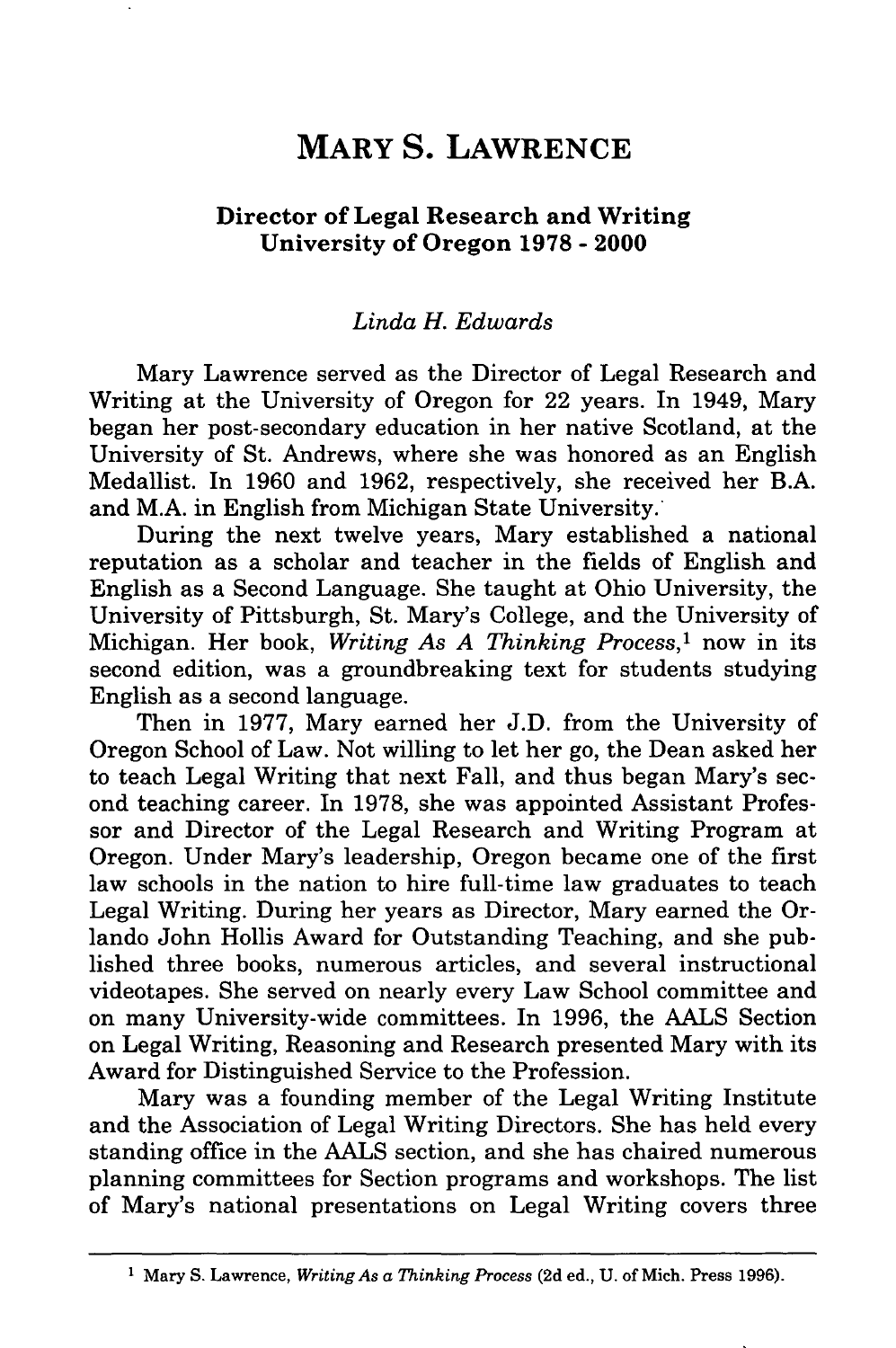# MARY S. LAWRENCE

### Director of Legal Research and Writing University of Oregon 1978 - 2000

*Linda H. Edwards*

Mary Lawrence served as the Director of Legal Research and Writing at the University of Oregon for 22 years. In 1949, Mary began her post-secondary education in her native Scotland, at the University of St. Andrews, where she was honored as an English Medallist. In 1960 and 1962, respectively, she received her B.A. and M.A. in English from Michigan State University.

During the next twelve years, Mary established a national reputation as a scholar and teacher in the fields of English and English as a Second Language. She taught at Ohio University, the University of Pittsburgh, St. Mary's College, and the University of Michigan. Her book, *Writing As A Thinking Process*,[1] now in its second edition, was a groundbreaking text for students studying English as a second language.

Then in 1977, Mary earned her J.D. from the University of Oregon School of Law. Not willing to let her go, the Dean asked her to teach Legal Writing that next Fall, and thus began Mary's second teaching career. In 1978, she was appointed Assistant Professor and Director of the Legal Research and Writing Program at Oregon. Under Mary's leadership, Oregon became one of the first law schools in the nation to hire full-time law graduates to teach Legal Writing. During her years as Director, Mary earned the Orlando John Hollis Award for Outstanding Teaching, and she published three books, numerous articles, and several instructional videotapes. She served on nearly every Law School committee and on many University-wide committees. In 1996, the AALS Section on Legal Writing, Reasoning and Research presented Mary with its Award for Distinguished Service to the Profession.

Mary was a founding member of the Legal Writing Institute and the Association of Legal Writing Directors. She has held every standing office in the AALS section, and she has chaired numerous planning committees for Section programs and workshops. The list of Mary's national presentations on Legal Writing covers three

---

[1] Mary S. Lawrence, *Writing As a Thinking Process* (2d ed., U. of Mich. Press 1996).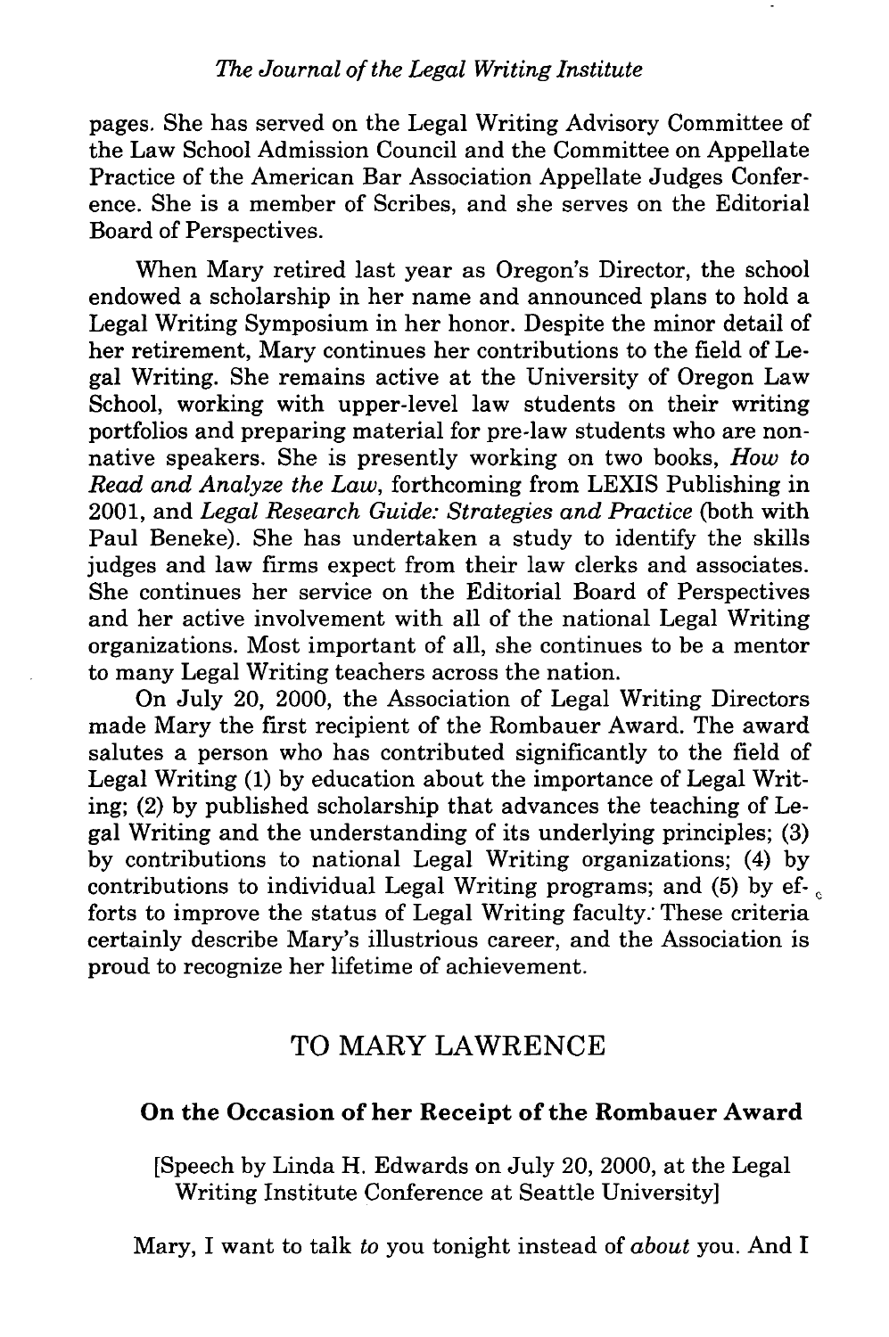pages. She has served on the Legal Writing Advisory Committee of the Law School Admission Council and the Committee on Appellate Practice of the American Bar Association Appellate Judges Conference. She is a member of Scribes, and she serves on the Editorial Board of Perspectives.

When Mary retired last year as Oregon's Director, the school endowed a scholarship in her name and announced plans to hold a Legal Writing Symposium in her honor. Despite the minor detail of her retirement, Mary continues her contributions to the field of Legal Writing. She remains active at the University of Oregon Law School, working with upper-level law students on their writing portfolios and preparing material for pre-law students who are non-native speakers. She is presently working on two books, *How to Read and Analyze the Law*, forthcoming from LEXIS Publishing in 2001, and *Legal Research Guide: Strategies and Practice* (both with Paul Beneke). She has undertaken a study to identify the skills judges and law firms expect from their law clerks and associates. She continues her service on the Editorial Board of Perspectives and her active involvement with all of the national Legal Writing organizations. Most important of all, she continues to be a mentor to many Legal Writing teachers across the nation.

On July 20, 2000, the Association of Legal Writing Directors made Mary the first recipient of the Rombauer Award. The award salutes a person who has contributed significantly to the field of Legal Writing (1) by education about the importance of Legal Writing; (2) by published scholarship that advances the teaching of Legal Writing and the understanding of its underlying principles; (3) by contributions to national Legal Writing organizations; (4) by contributions to individual Legal Writing programs; and (5) by efforts to improve the status of Legal Writing faculty. These criteria certainly describe Mary's illustrious career, and the Association is proud to recognize her lifetime of achievement.

## TO MARY LAWRENCE

### On the Occasion of her Receipt of the Rombauer Award

[Speech by Linda H. Edwards on July 20, 2000, at the Legal Writing Institute Conference at Seattle University]

Mary, I want to talk *to* you tonight instead of *about* you. And I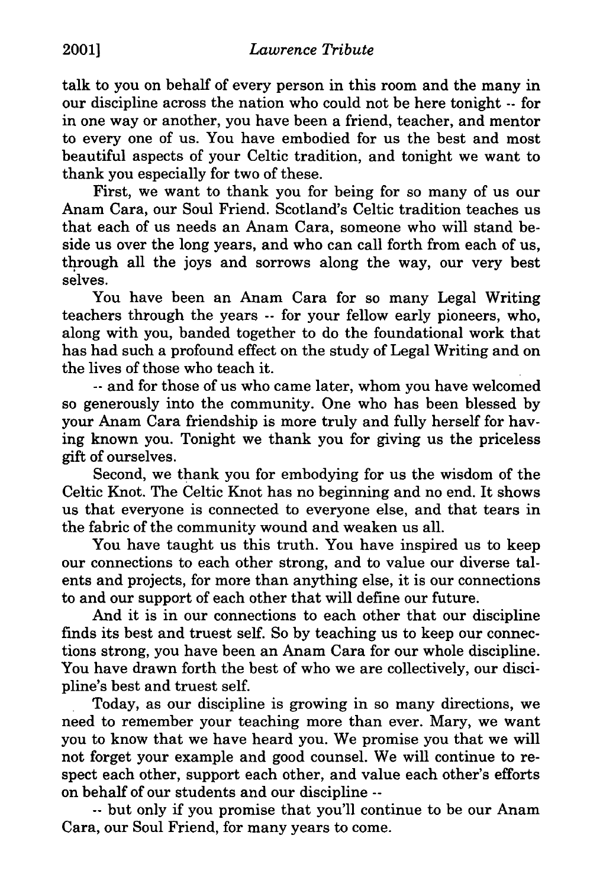talk to you on behalf of every person in this room and the many in our discipline across the nation who could not be here tonight -- for in one way or another, you have been a friend, teacher, and mentor to every one of us. You have embodied for us the best and most beautiful aspects of your Celtic tradition, and tonight we want to thank you especially for two of these.

First, we want to thank you for being for so many of us our Anam Cara, our Soul Friend. Scotland's Celtic tradition teaches us that each of us needs an Anam Cara, someone who will stand beside us over the long years, and who can call forth from each of us, through all the joys and sorrows along the way, our very best selves.

You have been an Anam Cara for so many Legal Writing teachers through the years -- for your fellow early pioneers, who, along with you, banded together to do the foundational work that has had such a profound effect on the study of Legal Writing and on the lives of those who teach it.

-- and for those of us who came later, whom you have welcomed so generously into the community. One who has been blessed by your Anam Cara friendship is more truly and fully herself for having known you. Tonight we thank you for giving us the priceless gift of ourselves.

Second, we thank you for embodying for us the wisdom of the Celtic Knot. The Celtic Knot has no beginning and no end. It shows us that everyone is connected to everyone else, and that tears in the fabric of the community wound and weaken us all.

You have taught us this truth. You have inspired us to keep our connections to each other strong, and to value our diverse talents and projects, for more than anything else, it is our connections to and our support of each other that will define our future.

And it is in our connections to each other that our discipline finds its best and truest self. So by teaching us to keep our connections strong, you have been an Anam Cara for our whole discipline. You have drawn forth the best of who we are collectively, our discipline's best and truest self.

Today, as our discipline is growing in so many directions, we need to remember your teaching more than ever. Mary, we want you to know that we have heard you. We promise you that we will not forget your example and good counsel. We will continue to respect each other, support each other, and value each other's efforts on behalf of our students and our discipline --

-- but only if you promise that you'll continue to be our Anam Cara, our Soul Friend, for many years to come.